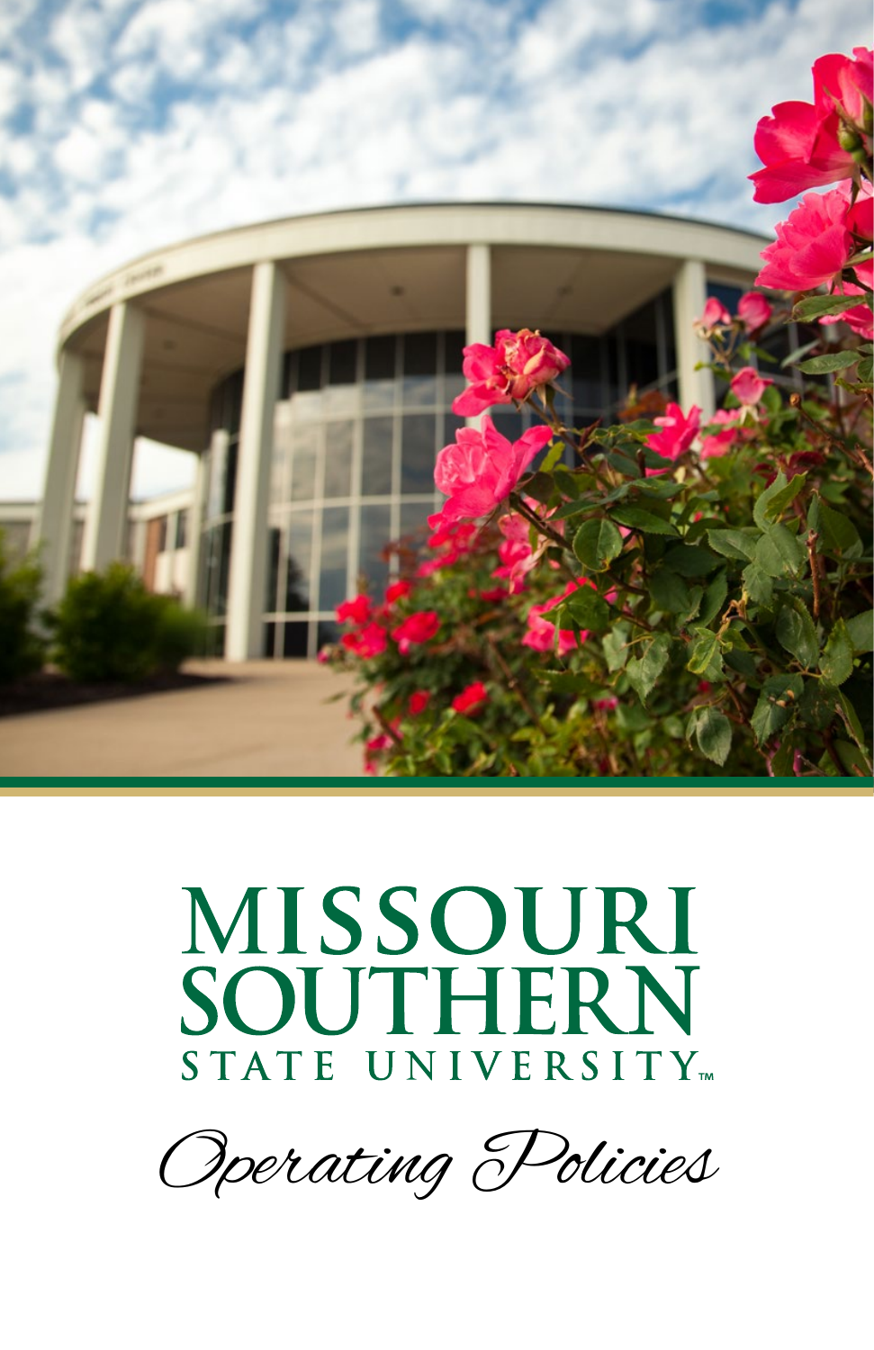# MISSOURI SOUTHERN
## STATE UNIVERSITY™

*Operating Policies*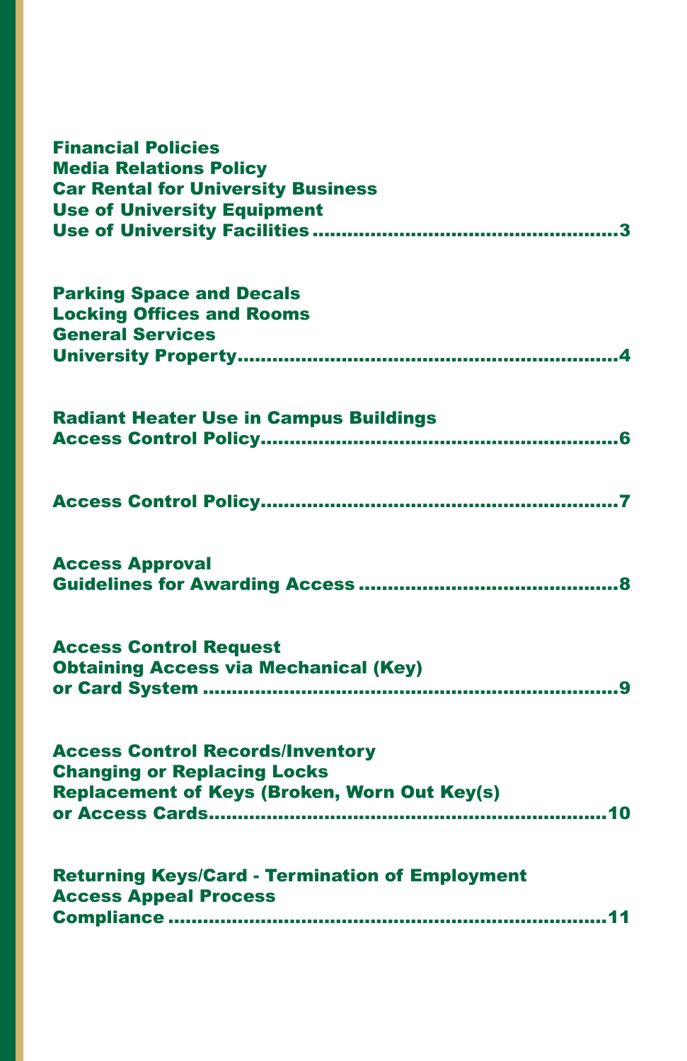**Financial Policies**
**Media Relations Policy**
**Car Rental for University Business**
**Use of University Equipment**
**Use of University Facilities .................................................3**

**Parking Space and Decals**
**Locking Offices and Rooms**
**General Services**
**University Property...............................................................4**

**Radiant Heater Use in Campus Buildings**
**Access Control Policy...........................................................6**

**Access Control Policy...........................................................7**

**Access Approval**
**Guidelines for Awarding Access .........................................8**

**Access Control Request**
**Obtaining Access via Mechanical (Key)**
**or Card System .....................................................................9**

**Access Control Records/Inventory**
**Changing or Replacing Locks**
**Replacement of Keys (Broken, Worn Out Key(s)**
**or Access Cards..................................................................10**

**Returning Keys/Card - Termination of Employment**
**Access Appeal Process**
**Compliance .........................................................................11**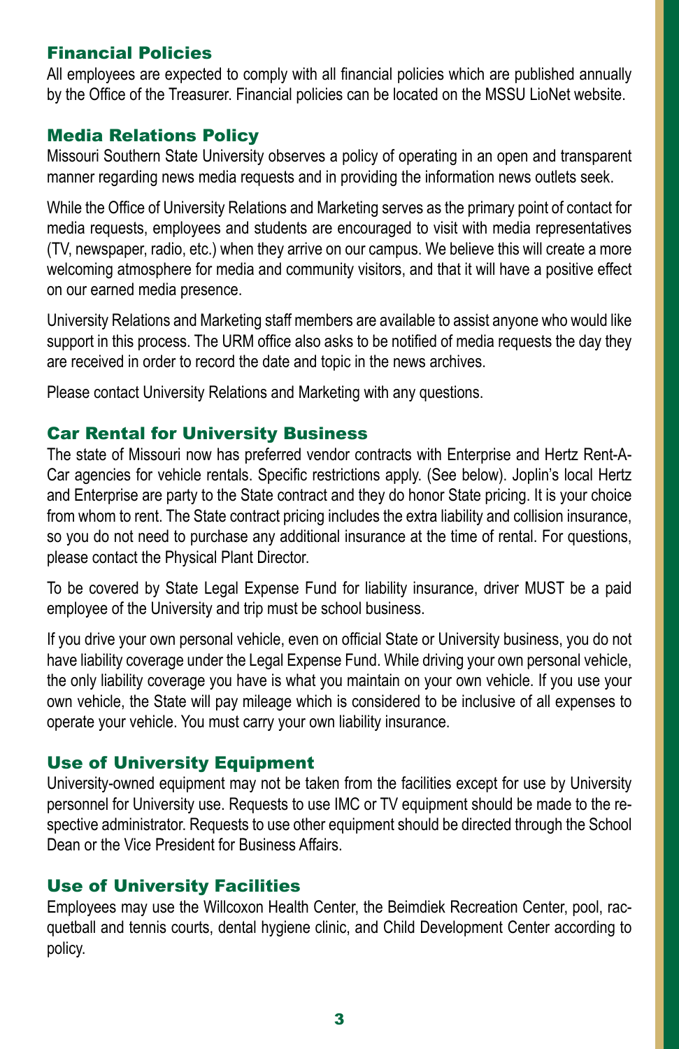## Financial Policies

All employees are expected to comply with all financial policies which are published annually by the Office of the Treasurer. Financial policies can be located on the MSSU LioNet website.

## Media Relations Policy

Missouri Southern State University observes a policy of operating in an open and transparent manner regarding news media requests and in providing the information news outlets seek.

While the Office of University Relations and Marketing serves as the primary point of contact for media requests, employees and students are encouraged to visit with media representatives (TV, newspaper, radio, etc.) when they arrive on our campus. We believe this will create a more welcoming atmosphere for media and community visitors, and that it will have a positive effect on our earned media presence.

University Relations and Marketing staff members are available to assist anyone who would like support in this process. The URM office also asks to be notified of media requests the day they are received in order to record the date and topic in the news archives.

Please contact University Relations and Marketing with any questions.

## Car Rental for University Business

The state of Missouri now has preferred vendor contracts with Enterprise and Hertz Rent-A-Car agencies for vehicle rentals. Specific restrictions apply. (See below). Joplin's local Hertz and Enterprise are party to the State contract and they do honor State pricing. It is your choice from whom to rent. The State contract pricing includes the extra liability and collision insurance, so you do not need to purchase any additional insurance at the time of rental. For questions, please contact the Physical Plant Director.

To be covered by State Legal Expense Fund for liability insurance, driver MUST be a paid employee of the University and trip must be school business.

If you drive your own personal vehicle, even on official State or University business, you do not have liability coverage under the Legal Expense Fund. While driving your own personal vehicle, the only liability coverage you have is what you maintain on your own vehicle. If you use your own vehicle, the State will pay mileage which is considered to be inclusive of all expenses to operate your vehicle. You must carry your own liability insurance.

## Use of University Equipment

University-owned equipment may not be taken from the facilities except for use by University personnel for University use. Requests to use IMC or TV equipment should be made to the respective administrator. Requests to use other equipment should be directed through the School Dean or the Vice President for Business Affairs.

## Use of University Facilities

Employees may use the Willcoxon Health Center, the Beimdiek Recreation Center, pool, racquetball and tennis courts, dental hygiene clinic, and Child Development Center according to policy.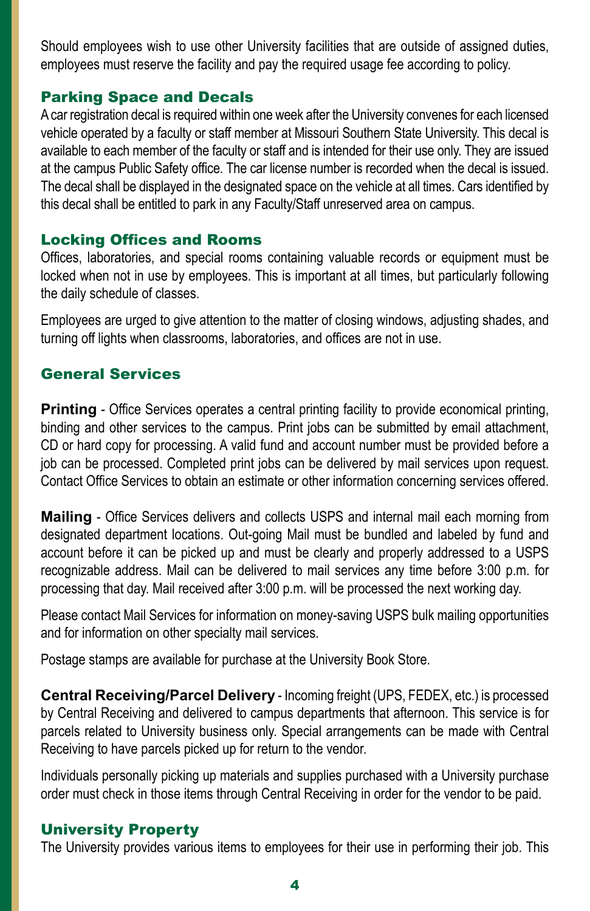Should employees wish to use other University facilities that are outside of assigned duties, employees must reserve the facility and pay the required usage fee according to policy.

## Parking Space and Decals

A car registration decal is required within one week after the University convenes for each licensed vehicle operated by a faculty or staff member at Missouri Southern State University. This decal is available to each member of the faculty or staff and is intended for their use only. They are issued at the campus Public Safety office. The car license number is recorded when the decal is issued. The decal shall be displayed in the designated space on the vehicle at all times. Cars identified by this decal shall be entitled to park in any Faculty/Staff unreserved area on campus.

## Locking Offices and Rooms

Offices, laboratories, and special rooms containing valuable records or equipment must be locked when not in use by employees. This is important at all times, but particularly following the daily schedule of classes.

Employees are urged to give attention to the matter of closing windows, adjusting shades, and turning off lights when classrooms, laboratories, and offices are not in use.

## General Services

**Printing** - Office Services operates a central printing facility to provide economical printing, binding and other services to the campus. Print jobs can be submitted by email attachment, CD or hard copy for processing. A valid fund and account number must be provided before a job can be processed. Completed print jobs can be delivered by mail services upon request. Contact Office Services to obtain an estimate or other information concerning services offered.

**Mailing** - Office Services delivers and collects USPS and internal mail each morning from designated department locations. Out-going Mail must be bundled and labeled by fund and account before it can be picked up and must be clearly and properly addressed to a USPS recognizable address. Mail can be delivered to mail services any time before 3:00 p.m. for processing that day. Mail received after 3:00 p.m. will be processed the next working day.

Please contact Mail Services for information on money-saving USPS bulk mailing opportunities and for information on other specialty mail services.

Postage stamps are available for purchase at the University Book Store.

**Central Receiving/Parcel Delivery** - Incoming freight (UPS, FEDEX, etc.) is processed by Central Receiving and delivered to campus departments that afternoon. This service is for parcels related to University business only. Special arrangements can be made with Central Receiving to have parcels picked up for return to the vendor.

Individuals personally picking up materials and supplies purchased with a University purchase order must check in those items through Central Receiving in order for the vendor to be paid.

## University Property

The University provides various items to employees for their use in performing their job. This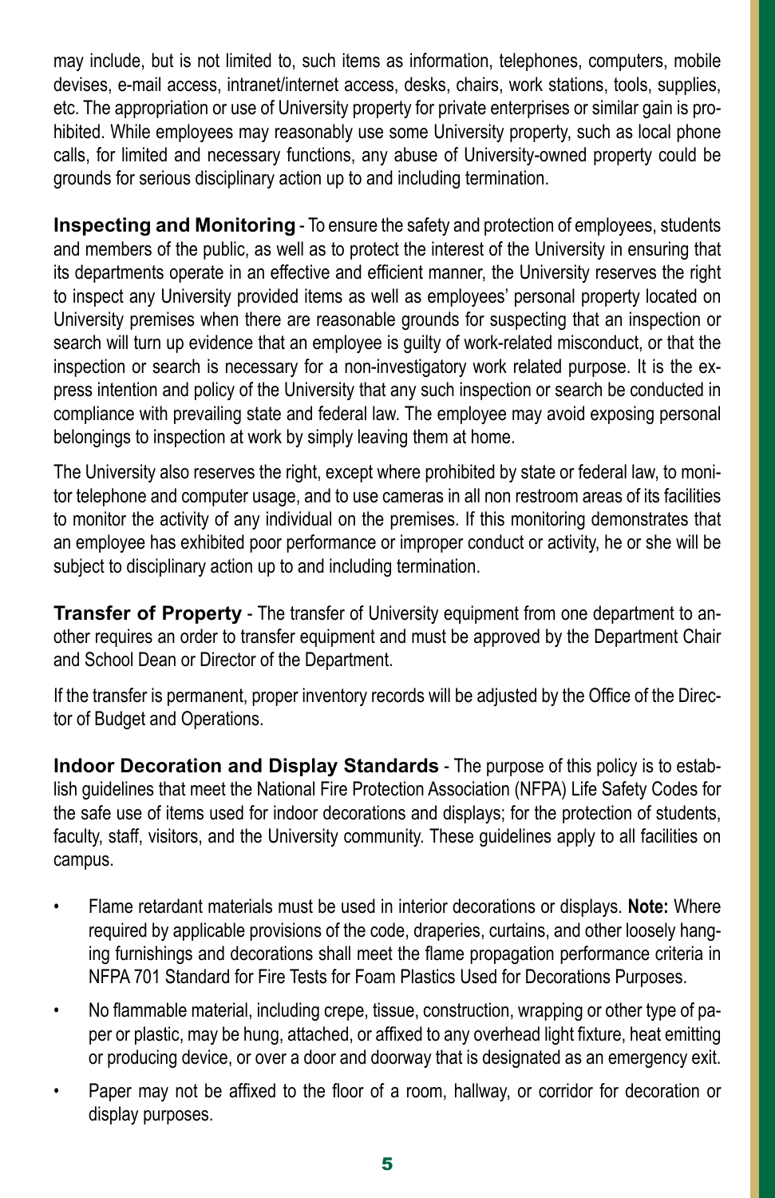may include, but is not limited to, such items as information, telephones, computers, mobile devises, e-mail access, intranet/internet access, desks, chairs, work stations, tools, supplies, etc. The appropriation or use of University property for private enterprises or similar gain is prohibited. While employees may reasonably use some University property, such as local phone calls, for limited and necessary functions, any abuse of University-owned property could be grounds for serious disciplinary action up to and including termination.

**Inspecting and Monitoring** - To ensure the safety and protection of employees, students and members of the public, as well as to protect the interest of the University in ensuring that its departments operate in an effective and efficient manner, the University reserves the right to inspect any University provided items as well as employees' personal property located on University premises when there are reasonable grounds for suspecting that an inspection or search will turn up evidence that an employee is guilty of work-related misconduct, or that the inspection or search is necessary for a non-investigatory work related purpose. It is the express intention and policy of the University that any such inspection or search be conducted in compliance with prevailing state and federal law. The employee may avoid exposing personal belongings to inspection at work by simply leaving them at home.

The University also reserves the right, except where prohibited by state or federal law, to monitor telephone and computer usage, and to use cameras in all non restroom areas of its facilities to monitor the activity of any individual on the premises. If this monitoring demonstrates that an employee has exhibited poor performance or improper conduct or activity, he or she will be subject to disciplinary action up to and including termination.

**Transfer of Property** - The transfer of University equipment from one department to another requires an order to transfer equipment and must be approved by the Department Chair and School Dean or Director of the Department.

If the transfer is permanent, proper inventory records will be adjusted by the Office of the Director of Budget and Operations.

**Indoor Decoration and Display Standards** - The purpose of this policy is to establish guidelines that meet the National Fire Protection Association (NFPA) Life Safety Codes for the safe use of items used for indoor decorations and displays; for the protection of students, faculty, staff, visitors, and the University community. These guidelines apply to all facilities on campus.

- Flame retardant materials must be used in interior decorations or displays. **Note:** Where required by applicable provisions of the code, draperies, curtains, and other loosely hanging furnishings and decorations shall meet the flame propagation performance criteria in NFPA 701 Standard for Fire Tests for Foam Plastics Used for Decorations Purposes.
- No flammable material, including crepe, tissue, construction, wrapping or other type of paper or plastic, may be hung, attached, or affixed to any overhead light fixture, heat emitting or producing device, or over a door and doorway that is designated as an emergency exit.
- Paper may not be affixed to the floor of a room, hallway, or corridor for decoration or display purposes.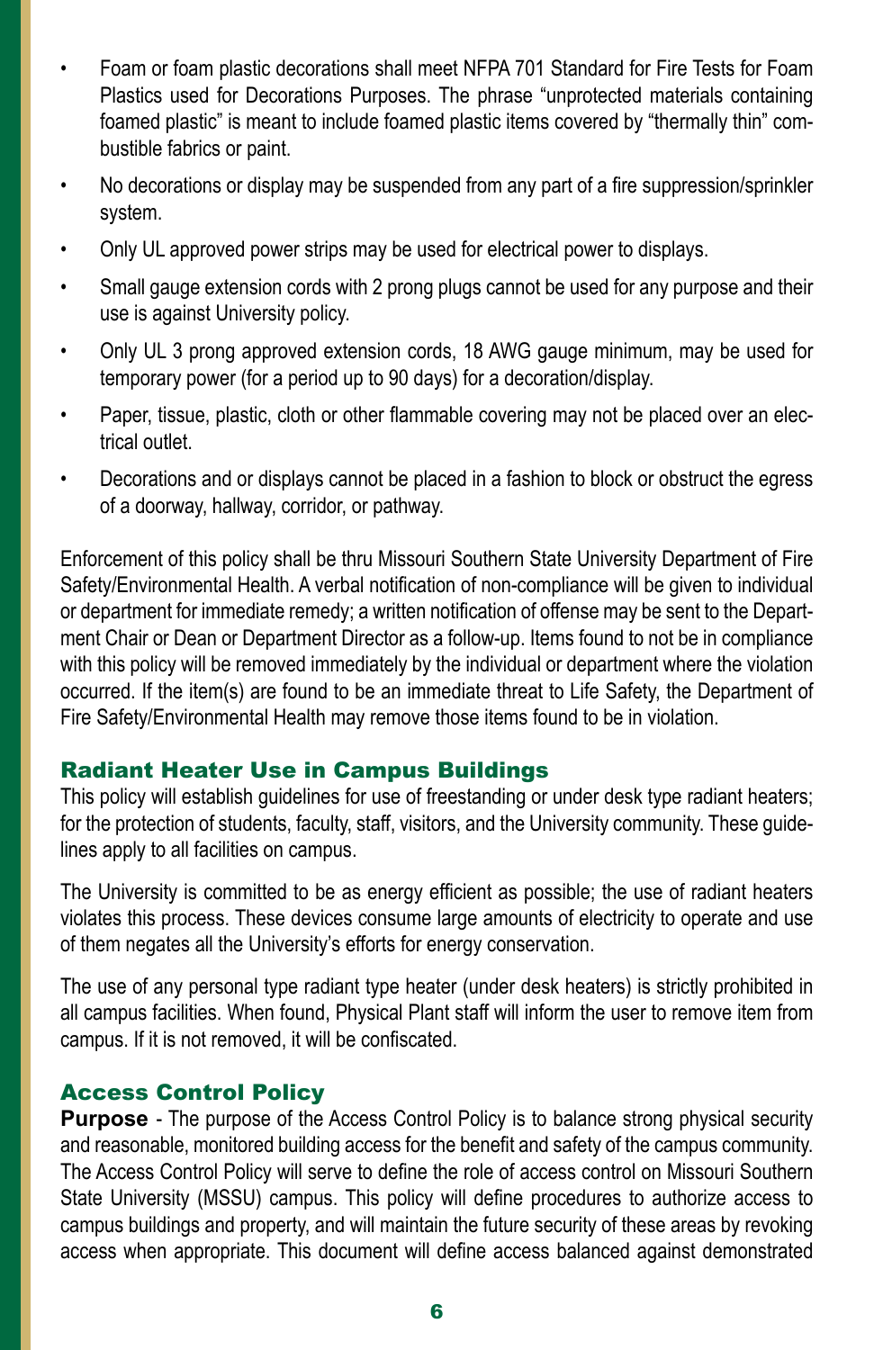- Foam or foam plastic decorations shall meet NFPA 701 Standard for Fire Tests for Foam Plastics used for Decorations Purposes. The phrase "unprotected materials containing foamed plastic" is meant to include foamed plastic items covered by "thermally thin" combustible fabrics or paint.
- No decorations or display may be suspended from any part of a fire suppression/sprinkler system.
- Only UL approved power strips may be used for electrical power to displays.
- Small gauge extension cords with 2 prong plugs cannot be used for any purpose and their use is against University policy.
- Only UL 3 prong approved extension cords, 18 AWG gauge minimum, may be used for temporary power (for a period up to 90 days) for a decoration/display.
- Paper, tissue, plastic, cloth or other flammable covering may not be placed over an electrical outlet.
- Decorations and or displays cannot be placed in a fashion to block or obstruct the egress of a doorway, hallway, corridor, or pathway.

Enforcement of this policy shall be thru Missouri Southern State University Department of Fire Safety/Environmental Health. A verbal notification of non-compliance will be given to individual or department for immediate remedy; a written notification of offense may be sent to the Department Chair or Dean or Department Director as a follow-up. Items found to not be in compliance with this policy will be removed immediately by the individual or department where the violation occurred. If the item(s) are found to be an immediate threat to Life Safety, the Department of Fire Safety/Environmental Health may remove those items found to be in violation.

## Radiant Heater Use in Campus Buildings

This policy will establish guidelines for use of freestanding or under desk type radiant heaters; for the protection of students, faculty, staff, visitors, and the University community. These guidelines apply to all facilities on campus.

The University is committed to be as energy efficient as possible; the use of radiant heaters violates this process. These devices consume large amounts of electricity to operate and use of them negates all the University's efforts for energy conservation.

The use of any personal type radiant type heater (under desk heaters) is strictly prohibited in all campus facilities. When found, Physical Plant staff will inform the user to remove item from campus. If it is not removed, it will be confiscated.

## Access Control Policy

**Purpose** - The purpose of the Access Control Policy is to balance strong physical security and reasonable, monitored building access for the benefit and safety of the campus community. The Access Control Policy will serve to define the role of access control on Missouri Southern State University (MSSU) campus. This policy will define procedures to authorize access to campus buildings and property, and will maintain the future security of these areas by revoking access when appropriate. This document will define access balanced against demonstrated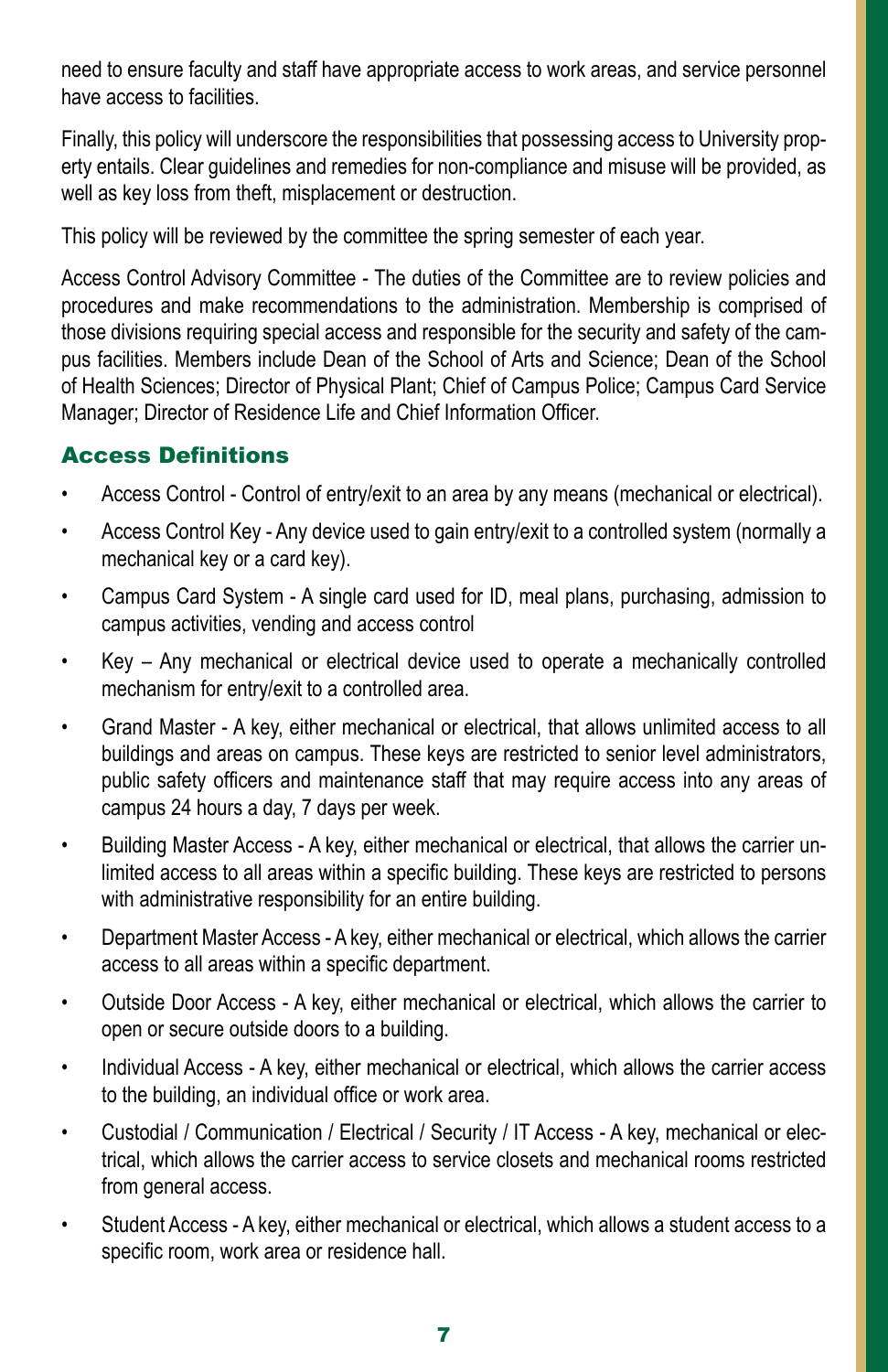need to ensure faculty and staff have appropriate access to work areas, and service personnel have access to facilities.

Finally, this policy will underscore the responsibilities that possessing access to University property entails. Clear guidelines and remedies for non-compliance and misuse will be provided, as well as key loss from theft, misplacement or destruction.

This policy will be reviewed by the committee the spring semester of each year.

Access Control Advisory Committee - The duties of the Committee are to review policies and procedures and make recommendations to the administration. Membership is comprised of those divisions requiring special access and responsible for the security and safety of the campus facilities. Members include Dean of the School of Arts and Science; Dean of the School of Health Sciences; Director of Physical Plant; Chief of Campus Police; Campus Card Service Manager; Director of Residence Life and Chief Information Officer.

## Access Definitions

- Access Control - Control of entry/exit to an area by any means (mechanical or electrical).
- Access Control Key - Any device used to gain entry/exit to a controlled system (normally a mechanical key or a card key).
- Campus Card System - A single card used for ID, meal plans, purchasing, admission to campus activities, vending and access control
- Key – Any mechanical or electrical device used to operate a mechanically controlled mechanism for entry/exit to a controlled area.
- Grand Master - A key, either mechanical or electrical, that allows unlimited access to all buildings and areas on campus. These keys are restricted to senior level administrators, public safety officers and maintenance staff that may require access into any areas of campus 24 hours a day, 7 days per week.
- Building Master Access - A key, either mechanical or electrical, that allows the carrier unlimited access to all areas within a specific building. These keys are restricted to persons with administrative responsibility for an entire building.
- Department Master Access - A key, either mechanical or electrical, which allows the carrier access to all areas within a specific department.
- Outside Door Access - A key, either mechanical or electrical, which allows the carrier to open or secure outside doors to a building.
- Individual Access - A key, either mechanical or electrical, which allows the carrier access to the building, an individual office or work area.
- Custodial / Communication / Electrical / Security / IT Access - A key, mechanical or electrical, which allows the carrier access to service closets and mechanical rooms restricted from general access.
- Student Access - A key, either mechanical or electrical, which allows a student access to a specific room, work area or residence hall.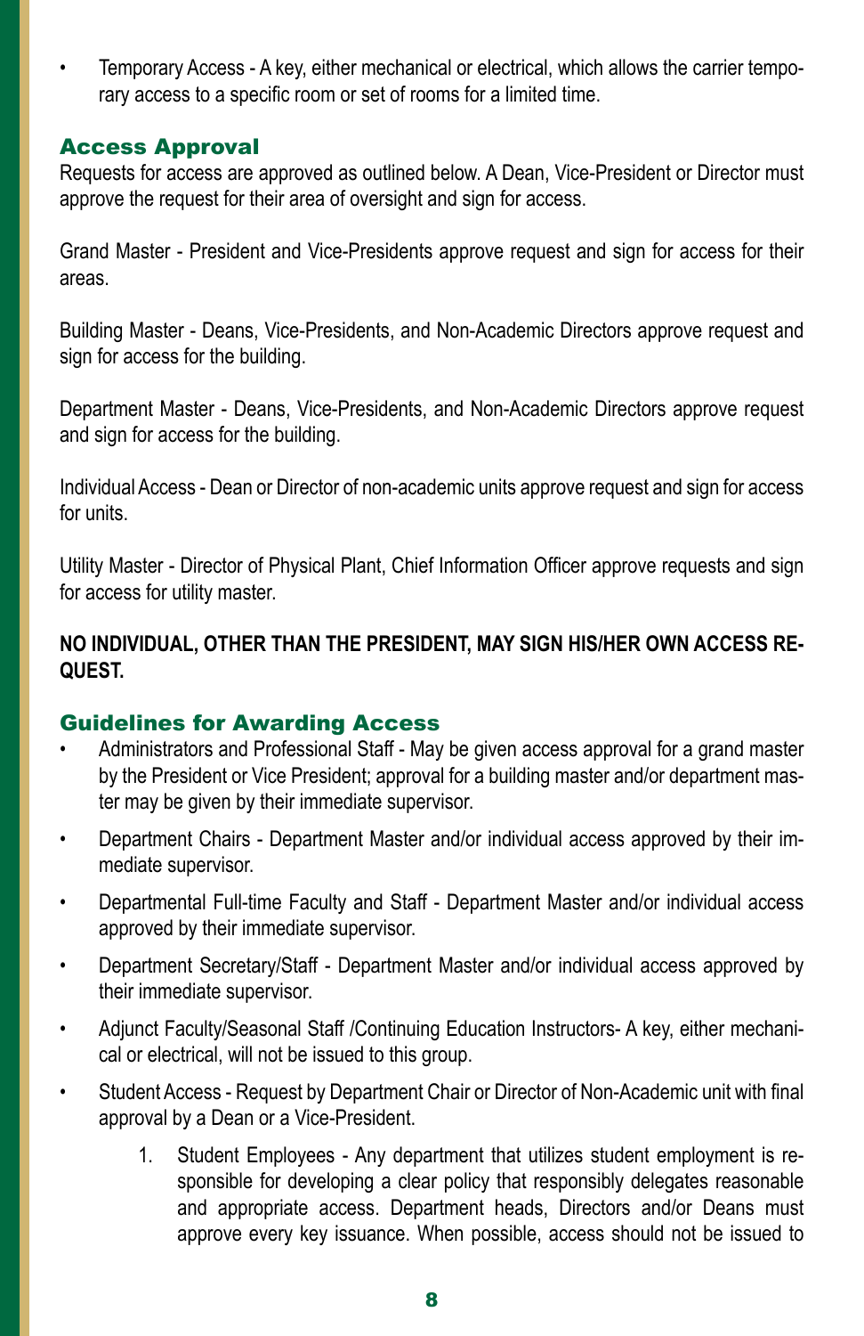- Temporary Access - A key, either mechanical or electrical, which allows the carrier temporary access to a specific room or set of rooms for a limited time.

## Access Approval

Requests for access are approved as outlined below. A Dean, Vice-President or Director must approve the request for their area of oversight and sign for access.

Grand Master - President and Vice-Presidents approve request and sign for access for their areas.

Building Master - Deans, Vice-Presidents, and Non-Academic Directors approve request and sign for access for the building.

Department Master - Deans, Vice-Presidents, and Non-Academic Directors approve request and sign for access for the building.

Individual Access - Dean or Director of non-academic units approve request and sign for access for units.

Utility Master - Director of Physical Plant, Chief Information Officer approve requests and sign for access for utility master.

**NO INDIVIDUAL, OTHER THAN THE PRESIDENT, MAY SIGN HIS/HER OWN ACCESS REQUEST.**

## Guidelines for Awarding Access

- Administrators and Professional Staff - May be given access approval for a grand master by the President or Vice President; approval for a building master and/or department master may be given by their immediate supervisor.
- Department Chairs - Department Master and/or individual access approved by their immediate supervisor.
- Departmental Full-time Faculty and Staff - Department Master and/or individual access approved by their immediate supervisor.
- Department Secretary/Staff - Department Master and/or individual access approved by their immediate supervisor.
- Adjunct Faculty/Seasonal Staff /Continuing Education Instructors- A key, either mechanical or electrical, will not be issued to this group.
- Student Access - Request by Department Chair or Director of Non-Academic unit with final approval by a Dean or a Vice-President.
    1. Student Employees - Any department that utilizes student employment is responsible for developing a clear policy that responsibly delegates reasonable and appropriate access. Department heads, Directors and/or Deans must approve every key issuance. When possible, access should not be issued to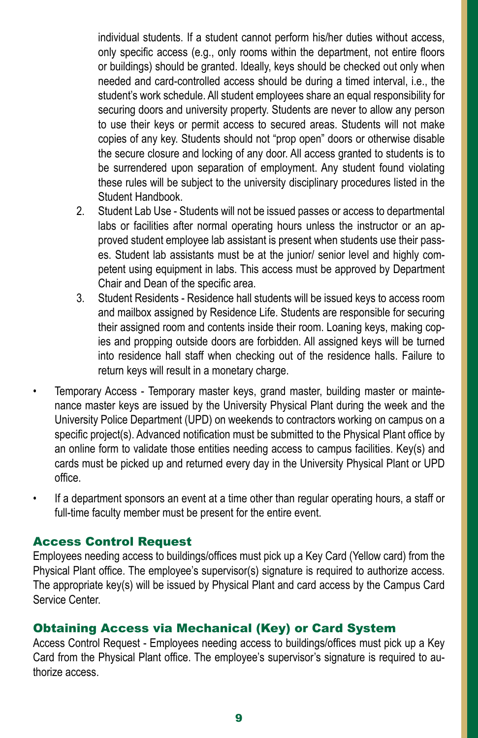individual students. If a student cannot perform his/her duties without access, only specific access (e.g., only rooms within the department, not entire floors or buildings) should be granted. Ideally, keys should be checked out only when needed and card-controlled access should be during a timed interval, i.e., the student's work schedule. All student employees share an equal responsibility for securing doors and university property. Students are never to allow any person to use their keys or permit access to secured areas. Students will not make copies of any key. Students should not "prop open" doors or otherwise disable the secure closure and locking of any door. All access granted to students is to be surrendered upon separation of employment. Any student found violating these rules will be subject to the university disciplinary procedures listed in the Student Handbook.

2. Student Lab Use - Students will not be issued passes or access to departmental labs or facilities after normal operating hours unless the instructor or an approved student employee lab assistant is present when students use their passes. Student lab assistants must be at the junior/ senior level and highly competent using equipment in labs. This access must be approved by Department Chair and Dean of the specific area.
3. Student Residents - Residence hall students will be issued keys to access room and mailbox assigned by Residence Life. Students are responsible for securing their assigned room and contents inside their room. Loaning keys, making copies and propping outside doors are forbidden. All assigned keys will be turned into residence hall staff when checking out of the residence halls. Failure to return keys will result in a monetary charge.

- Temporary Access - Temporary master keys, grand master, building master or maintenance master keys are issued by the University Physical Plant during the week and the University Police Department (UPD) on weekends to contractors working on campus on a specific project(s). Advanced notification must be submitted to the Physical Plant office by an online form to validate those entities needing access to campus facilities. Key(s) and cards must be picked up and returned every day in the University Physical Plant or UPD office.
- If a department sponsors an event at a time other than regular operating hours, a staff or full-time faculty member must be present for the entire event.

## Access Control Request

Employees needing access to buildings/offices must pick up a Key Card (Yellow card) from the Physical Plant office. The employee's supervisor(s) signature is required to authorize access. The appropriate key(s) will be issued by Physical Plant and card access by the Campus Card Service Center.

## Obtaining Access via Mechanical (Key) or Card System

Access Control Request - Employees needing access to buildings/offices must pick up a Key Card from the Physical Plant office. The employee's supervisor's signature is required to authorize access.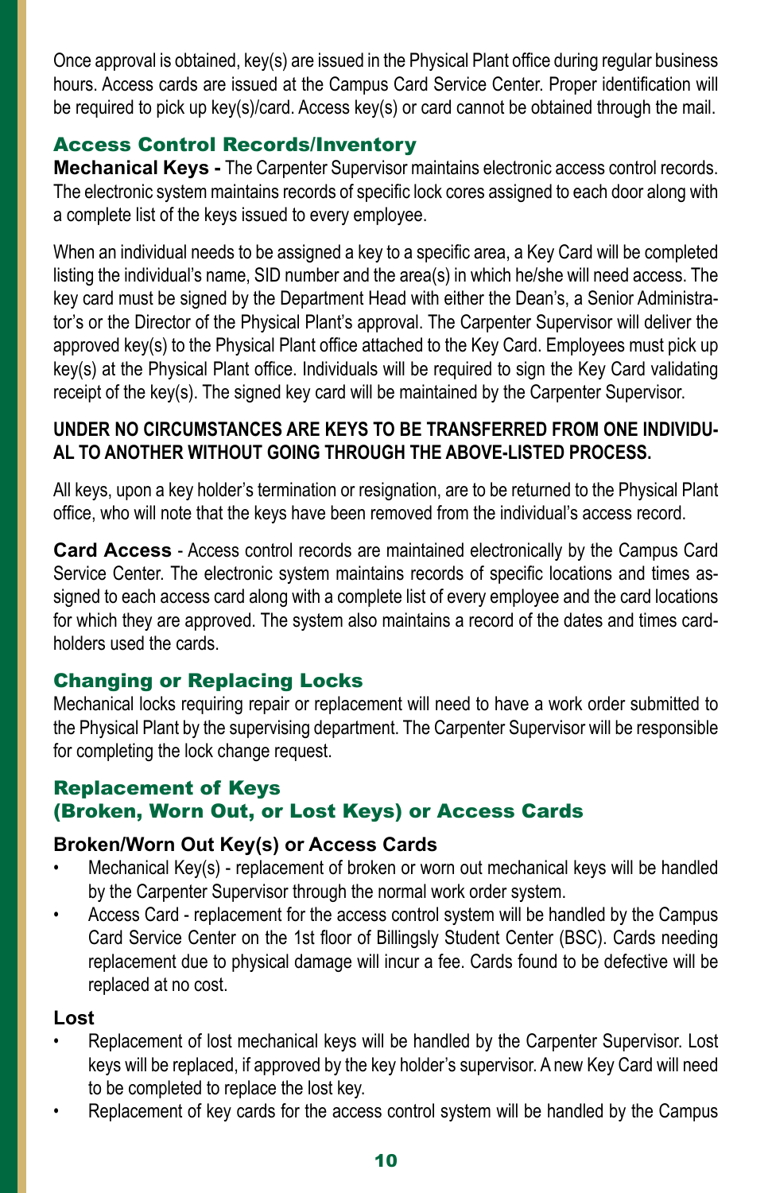Once approval is obtained, key(s) are issued in the Physical Plant office during regular business hours. Access cards are issued at the Campus Card Service Center. Proper identification will be required to pick up key(s)/card. Access key(s) or card cannot be obtained through the mail.

## Access Control Records/Inventory

**Mechanical Keys -** The Carpenter Supervisor maintains electronic access control records. The electronic system maintains records of specific lock cores assigned to each door along with a complete list of the keys issued to every employee.

When an individual needs to be assigned a key to a specific area, a Key Card will be completed listing the individual's name, SID number and the area(s) in which he/she will need access. The key card must be signed by the Department Head with either the Dean's, a Senior Administrator's or the Director of the Physical Plant's approval. The Carpenter Supervisor will deliver the approved key(s) to the Physical Plant office attached to the Key Card. Employees must pick up key(s) at the Physical Plant office. Individuals will be required to sign the Key Card validating receipt of the key(s). The signed key card will be maintained by the Carpenter Supervisor.

**UNDER NO CIRCUMSTANCES ARE KEYS TO BE TRANSFERRED FROM ONE INDIVIDUAL TO ANOTHER WITHOUT GOING THROUGH THE ABOVE-LISTED PROCESS.**

All keys, upon a key holder's termination or resignation, are to be returned to the Physical Plant office, who will note that the keys have been removed from the individual's access record.

**Card Access** - Access control records are maintained electronically by the Campus Card Service Center. The electronic system maintains records of specific locations and times assigned to each access card along with a complete list of every employee and the card locations for which they are approved. The system also maintains a record of the dates and times cardholders used the cards.

## Changing or Replacing Locks

Mechanical locks requiring repair or replacement will need to have a work order submitted to the Physical Plant by the supervising department. The Carpenter Supervisor will be responsible for completing the lock change request.

## Replacement of Keys (Broken, Worn Out, or Lost Keys) or Access Cards

### Broken/Worn Out Key(s) or Access Cards

- Mechanical Key(s) - replacement of broken or worn out mechanical keys will be handled by the Carpenter Supervisor through the normal work order system.
- Access Card - replacement for the access control system will be handled by the Campus Card Service Center on the 1st floor of Billingsly Student Center (BSC). Cards needing replacement due to physical damage will incur a fee. Cards found to be defective will be replaced at no cost.

### Lost

- Replacement of lost mechanical keys will be handled by the Carpenter Supervisor. Lost keys will be replaced, if approved by the key holder's supervisor. A new Key Card will need to be completed to replace the lost key.
- Replacement of key cards for the access control system will be handled by the Campus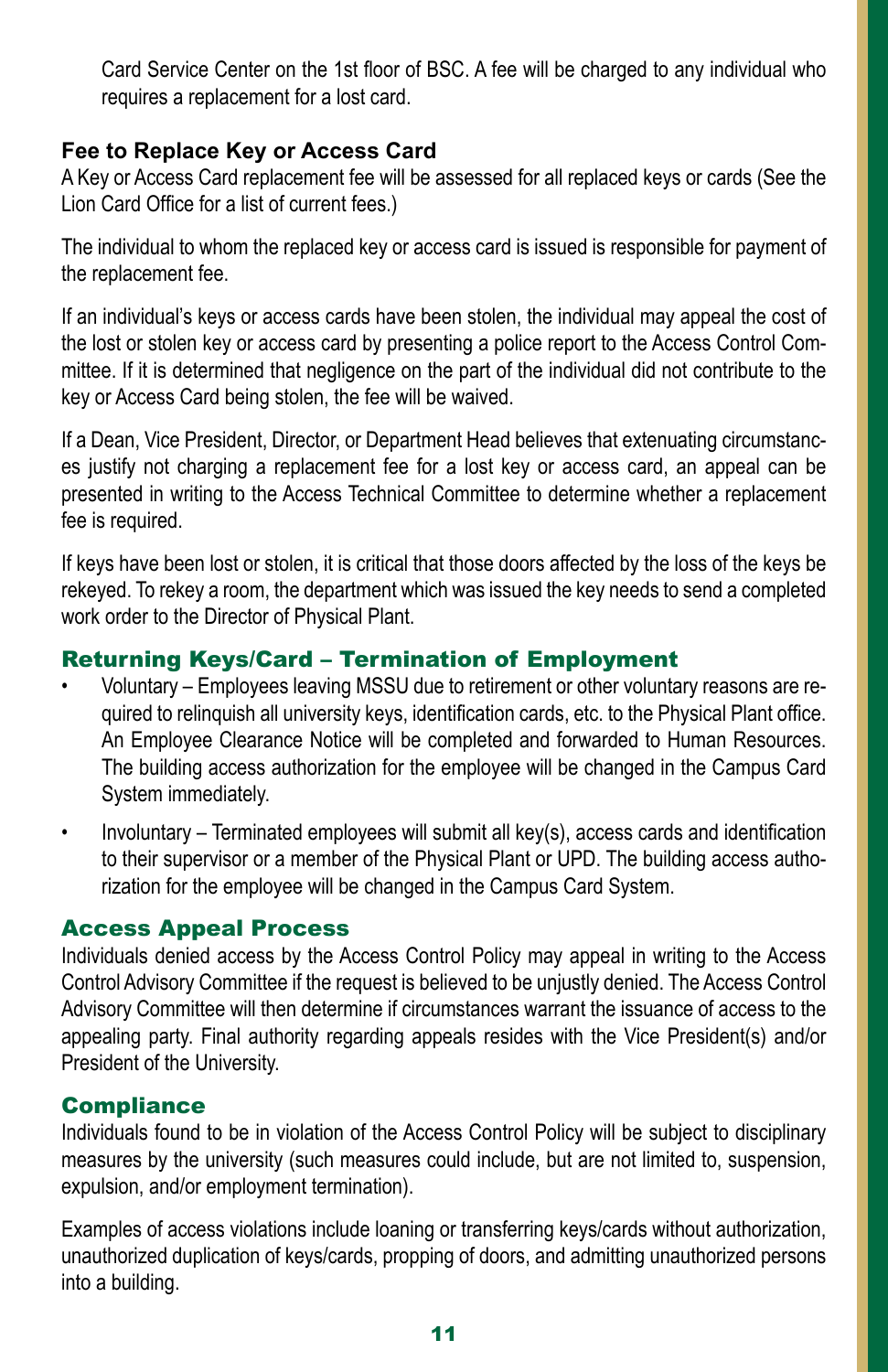Card Service Center on the 1st floor of BSC. A fee will be charged to any individual who requires a replacement for a lost card.

### Fee to Replace Key or Access Card

A Key or Access Card replacement fee will be assessed for all replaced keys or cards (See the Lion Card Office for a list of current fees.)

The individual to whom the replaced key or access card is issued is responsible for payment of the replacement fee.

If an individual's keys or access cards have been stolen, the individual may appeal the cost of the lost or stolen key or access card by presenting a police report to the Access Control Committee. If it is determined that negligence on the part of the individual did not contribute to the key or Access Card being stolen, the fee will be waived.

If a Dean, Vice President, Director, or Department Head believes that extenuating circumstances justify not charging a replacement fee for a lost key or access card, an appeal can be presented in writing to the Access Technical Committee to determine whether a replacement fee is required.

If keys have been lost or stolen, it is critical that those doors affected by the loss of the keys be rekeyed. To rekey a room, the department which was issued the key needs to send a completed work order to the Director of Physical Plant.

## Returning Keys/Card – Termination of Employment

- Voluntary – Employees leaving MSSU due to retirement or other voluntary reasons are required to relinquish all university keys, identification cards, etc. to the Physical Plant office. An Employee Clearance Notice will be completed and forwarded to Human Resources. The building access authorization for the employee will be changed in the Campus Card System immediately.
- Involuntary – Terminated employees will submit all key(s), access cards and identification to their supervisor or a member of the Physical Plant or UPD. The building access authorization for the employee will be changed in the Campus Card System.

## Access Appeal Process

Individuals denied access by the Access Control Policy may appeal in writing to the Access Control Advisory Committee if the request is believed to be unjustly denied. The Access Control Advisory Committee will then determine if circumstances warrant the issuance of access to the appealing party. Final authority regarding appeals resides with the Vice President(s) and/or President of the University.

## Compliance

Individuals found to be in violation of the Access Control Policy will be subject to disciplinary measures by the university (such measures could include, but are not limited to, suspension, expulsion, and/or employment termination).

Examples of access violations include loaning or transferring keys/cards without authorization, unauthorized duplication of keys/cards, propping of doors, and admitting unauthorized persons into a building.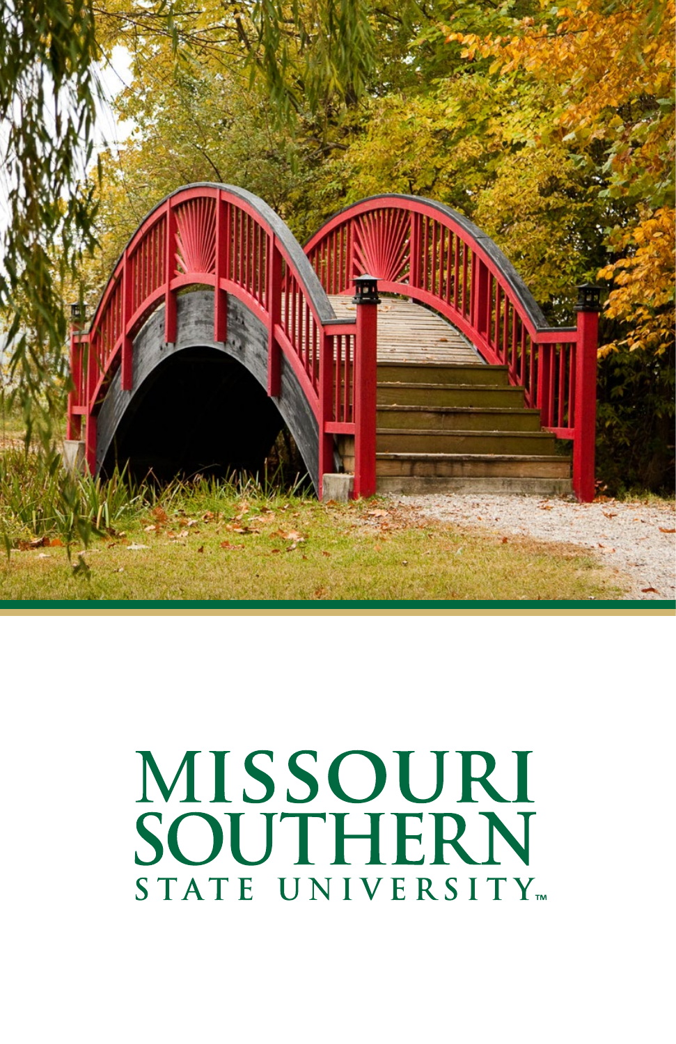MISSOURI SOUTHERN

STATE UNIVERSITY™